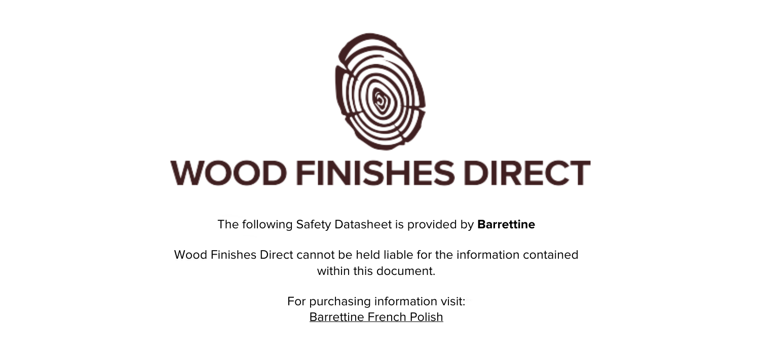# WOOD FINISHES DIRECT

The following Safety Datasheet is provided by **Barrettine**

Wood Finishes Direct cannot be held liable for the information contained within this document.

For purchasing information visit:
Barrettine French Polish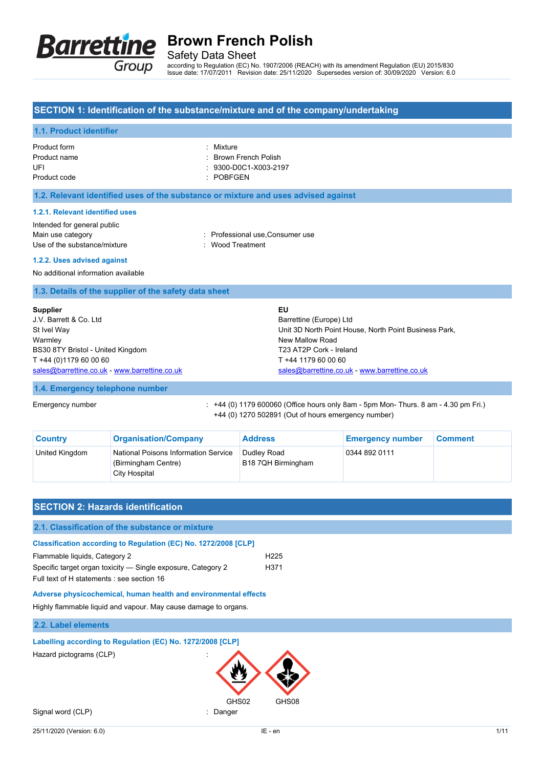# Brown French Polish

Safety Data Sheet

according to Regulation (EC) No. 1907/2006 (REACH) with its amendment Regulation (EU) 2015/830
Issue date: 17/07/2011 Revision date: 25/11/2020 Supersedes version of: 30/09/2020 Version: 6.0

## SECTION 1: Identification of the substance/mixture and of the company/undertaking

### 1.1. Product identifier

| | |
|---|---|
| Product form | : Mixture |
| Product name | : Brown French Polish |
| UFI | : 9300-D0C1-X003-2197 |
| Product code | : POBFGEN |

### 1.2. Relevant identified uses of the substance or mixture and uses advised against

#### 1.2.1. Relevant identified uses

Intended for general public

| | |
|---|---|
| Main use category | : Professional use,Consumer use |
| Use of the substance/mixture | : Wood Treatment |

#### 1.2.2. Uses advised against

No additional information available

### 1.3. Details of the supplier of the safety data sheet

**Supplier**
J.V. Barrett & Co. Ltd
St Ivel Way
Warmley
BS30 8TY Bristol - United Kingdom
T +44 (0)1179 60 00 60
sales@barrettine.co.uk - www.barrettine.co.uk

**EU**
Barrettine (Europe) Ltd
Unit 3D North Point House, North Point Business Park,
New Mallow Road
T23 AT2P Cork - Ireland
T +44 1179 60 00 60
sales@barrettine.co.uk - www.barrettine.co.uk

### 1.4. Emergency telephone number

Emergency number : +44 (0) 1179 600060 (Office hours only 8am - 5pm Mon- Thurs. 8 am - 4.30 pm Fri.)
+44 (0) 1270 502891 (Out of hours emergency number)

| Country | Organisation/Company | Address | Emergency number | Comment |
|---|---|---|---|---|
| United Kingdom | National Poisons Information Service (Birmingham Centre) City Hospital | Dudley Road B18 7QH Birmingham | 0344 892 0111 | |

## SECTION 2: Hazards identification

### 2.1. Classification of the substance or mixture

**Classification according to Regulation (EC) No. 1272/2008 [CLP]**

| | |
|---|---|
| Flammable liquids, Category 2 | H225 |
| Specific target organ toxicity — Single exposure, Category 2 | H371 |

Full text of H statements : see section 16

**Adverse physicochemical, human health and environmental effects**

Highly flammable liquid and vapour. May cause damage to organs.

### 2.2. Label elements

**Labelling according to Regulation (EC) No. 1272/2008 [CLP]**

Hazard pictograms (CLP) :

GHS02 GHS08

Signal word (CLP) : Danger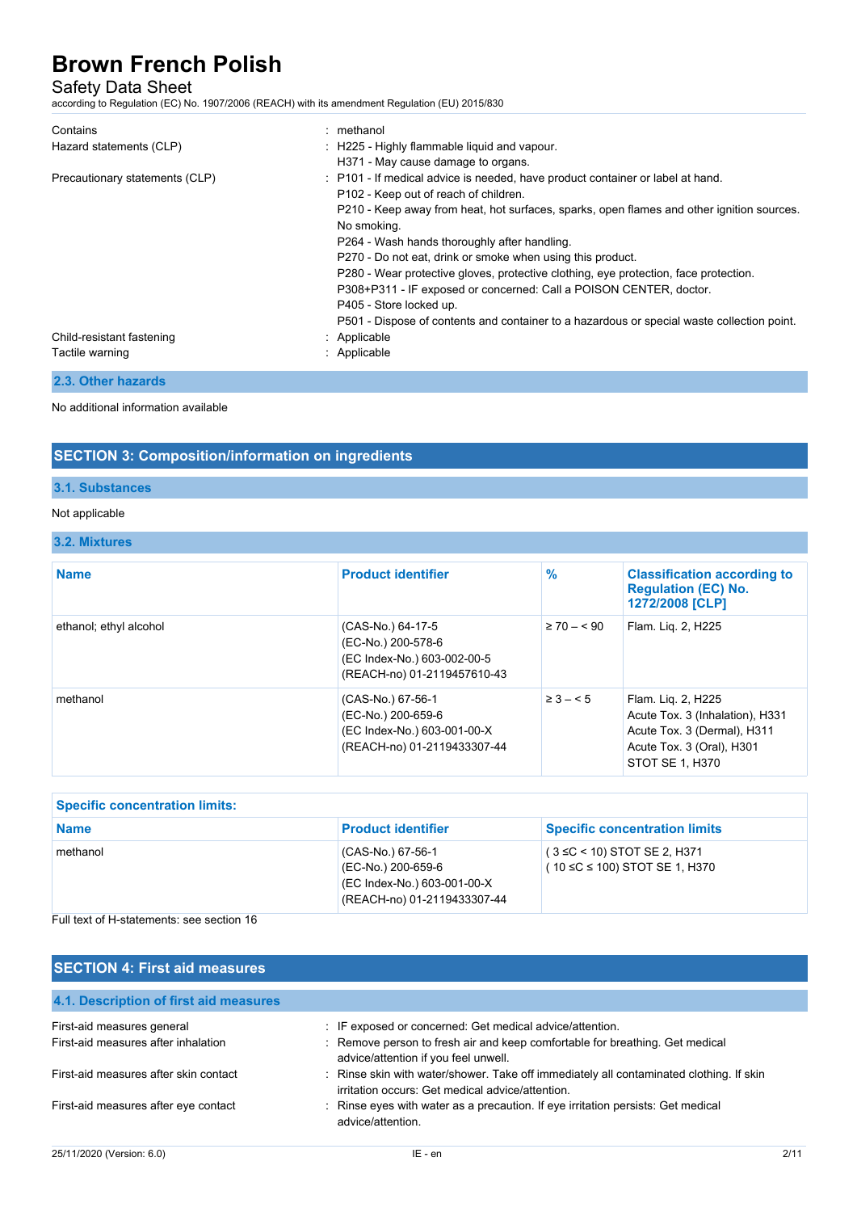| | |
|---|---|
| Contains | : methanol |
| Hazard statements (CLP) | : H225 - Highly flammable liquid and vapour.<br>H371 - May cause damage to organs. |
| Precautionary statements (CLP) | : P101 - If medical advice is needed, have product container or label at hand.<br>P102 - Keep out of reach of children.<br>P210 - Keep away from heat, hot surfaces, sparks, open flames and other ignition sources. No smoking.<br>P264 - Wash hands thoroughly after handling.<br>P270 - Do not eat, drink or smoke when using this product.<br>P280 - Wear protective gloves, protective clothing, eye protection, face protection.<br>P308+P311 - IF exposed or concerned: Call a POISON CENTER, doctor.<br>P405 - Store locked up.<br>P501 - Dispose of contents and container to a hazardous or special waste collection point. |
| Child-resistant fastening | : Applicable |
| Tactile warning | : Applicable |

### 2.3. Other hazards

No additional information available

## SECTION 3: Composition/information on ingredients

### 3.1. Substances

Not applicable

### 3.2. Mixtures

| Name | Product identifier | % | Classification according to Regulation (EC) No. 1272/2008 [CLP] |
|---|---|---|---|
| ethanol; ethyl alcohol | (CAS-No.) 64-17-5<br>(EC-No.) 200-578-6<br>(EC Index-No.) 603-002-00-5<br>(REACH-no) 01-2119457610-43 | ≥ 70 – < 90 | Flam. Liq. 2, H225 |
| methanol | (CAS-No.) 67-56-1<br>(EC-No.) 200-659-6<br>(EC Index-No.) 603-001-00-X<br>(REACH-no) 01-2119433307-44 | ≥ 3 – < 5 | Flam. Liq. 2, H225<br>Acute Tox. 3 (Inhalation), H331<br>Acute Tox. 3 (Dermal), H311<br>Acute Tox. 3 (Oral), H301<br>STOT SE 1, H370 |

**Specific concentration limits:**

| Name | Product identifier | Specific concentration limits |
|---|---|---|
| methanol | (CAS-No.) 67-56-1<br>(EC-No.) 200-659-6<br>(EC Index-No.) 603-001-00-X<br>(REACH-no) 01-2119433307-44 | ( 3 ≤C < 10) STOT SE 2, H371<br>( 10 ≤C ≤ 100) STOT SE 1, H370 |

Full text of H-statements: see section 16

## SECTION 4: First aid measures

### 4.1. Description of first aid measures

| | |
|---|---|
| First-aid measures general | : IF exposed or concerned: Get medical advice/attention. |
| First-aid measures after inhalation | : Remove person to fresh air and keep comfortable for breathing. Get medical advice/attention if you feel unwell. |
| First-aid measures after skin contact | : Rinse skin with water/shower. Take off immediately all contaminated clothing. If skin irritation occurs: Get medical advice/attention. |
| First-aid measures after eye contact | : Rinse eyes with water as a precaution. If eye irritation persists: Get medical advice/attention. |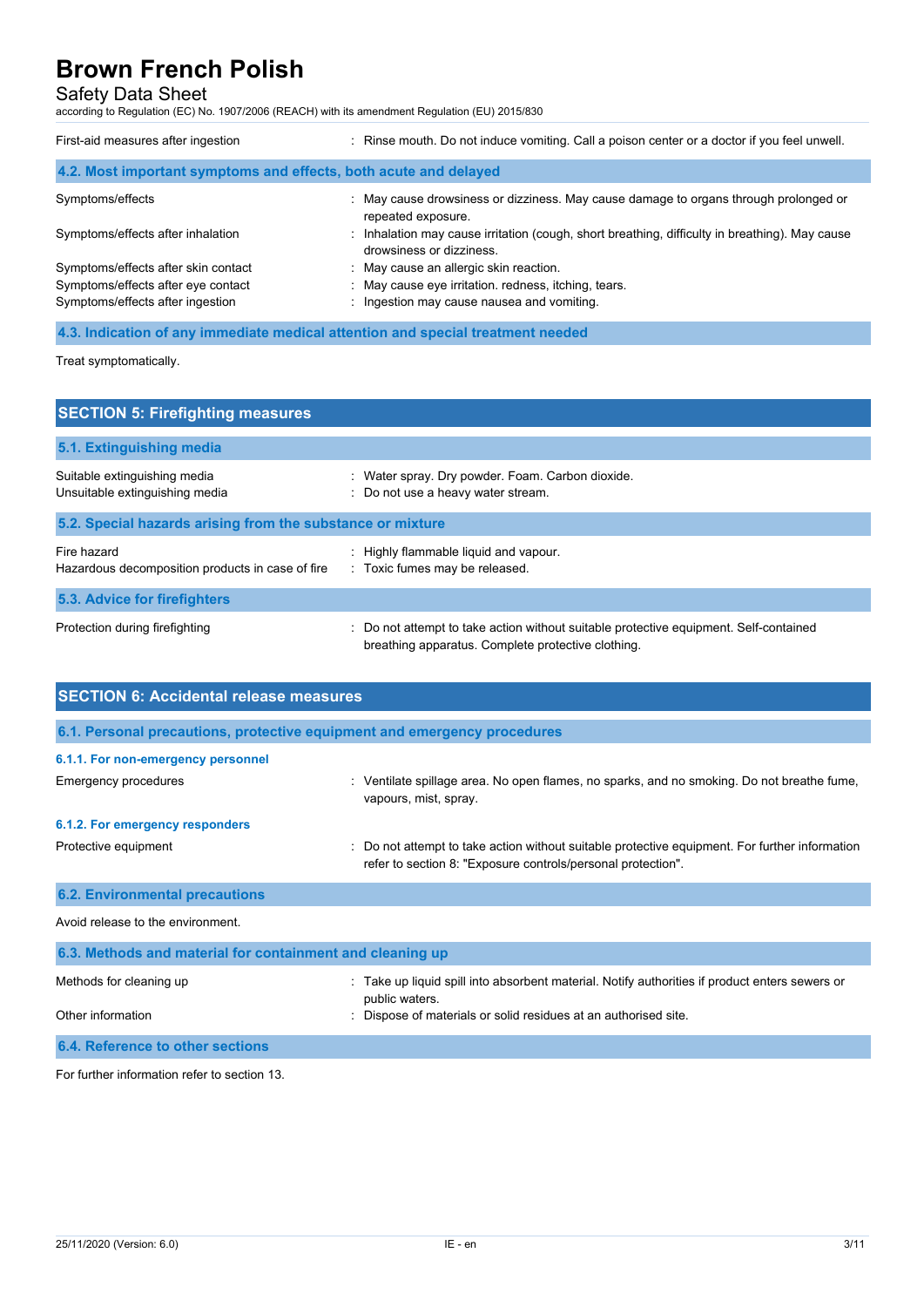| | |
|---|---|
| First-aid measures after ingestion | : Rinse mouth. Do not induce vomiting. Call a poison center or a doctor if you feel unwell. |

### 4.2. Most important symptoms and effects, both acute and delayed

| | |
|---|---|
| Symptoms/effects | : May cause drowsiness or dizziness. May cause damage to organs through prolonged or repeated exposure. |
| Symptoms/effects after inhalation | : Inhalation may cause irritation (cough, short breathing, difficulty in breathing). May cause drowsiness or dizziness. |
| Symptoms/effects after skin contact | : May cause an allergic skin reaction. |
| Symptoms/effects after eye contact | : May cause eye irritation. redness, itching, tears. |
| Symptoms/effects after ingestion | : Ingestion may cause nausea and vomiting. |

### 4.3. Indication of any immediate medical attention and special treatment needed

Treat symptomatically.

## SECTION 5: Firefighting measures

### 5.1. Extinguishing media

| | |
|---|---|
| Suitable extinguishing media | : Water spray. Dry powder. Foam. Carbon dioxide. |
| Unsuitable extinguishing media | : Do not use a heavy water stream. |

### 5.2. Special hazards arising from the substance or mixture

| | |
|---|---|
| Fire hazard | : Highly flammable liquid and vapour. |
| Hazardous decomposition products in case of fire | : Toxic fumes may be released. |

### 5.3. Advice for firefighters

| | |
|---|---|
| Protection during firefighting | : Do not attempt to take action without suitable protective equipment. Self-contained breathing apparatus. Complete protective clothing. |

## SECTION 6: Accidental release measures

### 6.1. Personal precautions, protective equipment and emergency procedures

#### 6.1.1. For non-emergency personnel

| | |
|---|---|
| Emergency procedures | : Ventilate spillage area. No open flames, no sparks, and no smoking. Do not breathe fume, vapours, mist, spray. |

#### 6.1.2. For emergency responders

| | |
|---|---|
| Protective equipment | : Do not attempt to take action without suitable protective equipment. For further information refer to section 8: "Exposure controls/personal protection". |

### 6.2. Environmental precautions

Avoid release to the environment.

### 6.3. Methods and material for containment and cleaning up

| | |
|---|---|
| Methods for cleaning up | : Take up liquid spill into absorbent material. Notify authorities if product enters sewers or public waters. |
| Other information | : Dispose of materials or solid residues at an authorised site. |

### 6.4. Reference to other sections

For further information refer to section 13.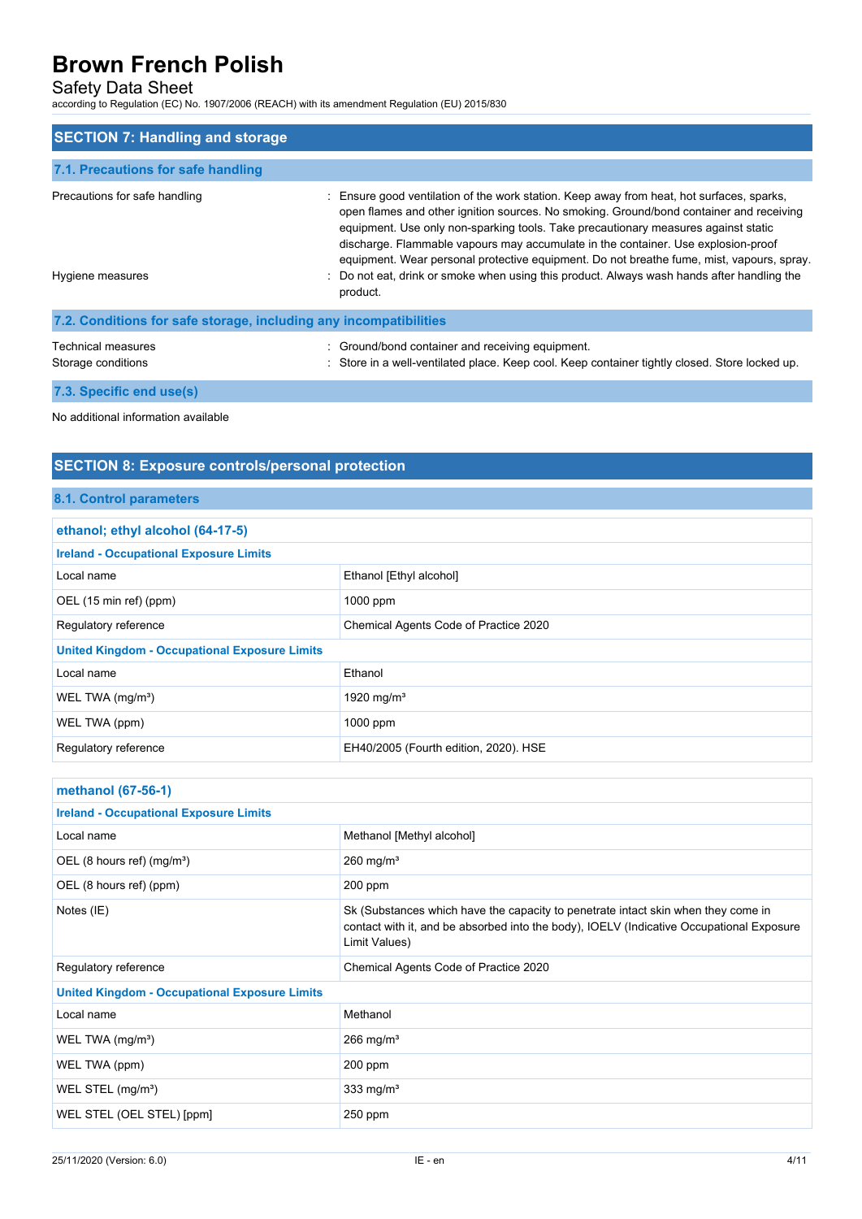## SECTION 7: Handling and storage

### 7.1. Precautions for safe handling

Precautions for safe handling : Ensure good ventilation of the work station. Keep away from heat, hot surfaces, sparks, open flames and other ignition sources. No smoking. Ground/bond container and receiving equipment. Use only non-sparking tools. Take precautionary measures against static discharge. Flammable vapours may accumulate in the container. Use explosion-proof equipment. Wear personal protective equipment. Do not breathe fume, mist, vapours, spray.

Hygiene measures : Do not eat, drink or smoke when using this product. Always wash hands after handling the product.

### 7.2. Conditions for safe storage, including any incompatibilities

Technical measures : Ground/bond container and receiving equipment.

Storage conditions : Store in a well-ventilated place. Keep cool. Keep container tightly closed. Store locked up.

### 7.3. Specific end use(s)

No additional information available

## SECTION 8: Exposure controls/personal protection

### 8.1. Control parameters

| ethanol; ethyl alcohol (64-17-5) | |
|---|---|
| **Ireland - Occupational Exposure Limits** | |
| Local name | Ethanol [Ethyl alcohol] |
| OEL (15 min ref) (ppm) | 1000 ppm |
| Regulatory reference | Chemical Agents Code of Practice 2020 |
| **United Kingdom - Occupational Exposure Limits** | |
| Local name | Ethanol |
| WEL TWA (mg/m³) | 1920 mg/m³ |
| WEL TWA (ppm) | 1000 ppm |
| Regulatory reference | EH40/2005 (Fourth edition, 2020). HSE |

| methanol (67-56-1) | |
|---|---|
| **Ireland - Occupational Exposure Limits** | |
| Local name | Methanol [Methyl alcohol] |
| OEL (8 hours ref) (mg/m³) | 260 mg/m³ |
| OEL (8 hours ref) (ppm) | 200 ppm |
| Notes (IE) | Sk (Substances which have the capacity to penetrate intact skin when they come in contact with it, and be absorbed into the body), IOELV (Indicative Occupational Exposure Limit Values) |
| Regulatory reference | Chemical Agents Code of Practice 2020 |
| **United Kingdom - Occupational Exposure Limits** | |
| Local name | Methanol |
| WEL TWA (mg/m³) | 266 mg/m³ |
| WEL TWA (ppm) | 200 ppm |
| WEL STEL (mg/m³) | 333 mg/m³ |
| WEL STEL (OEL STEL) [ppm] | 250 ppm |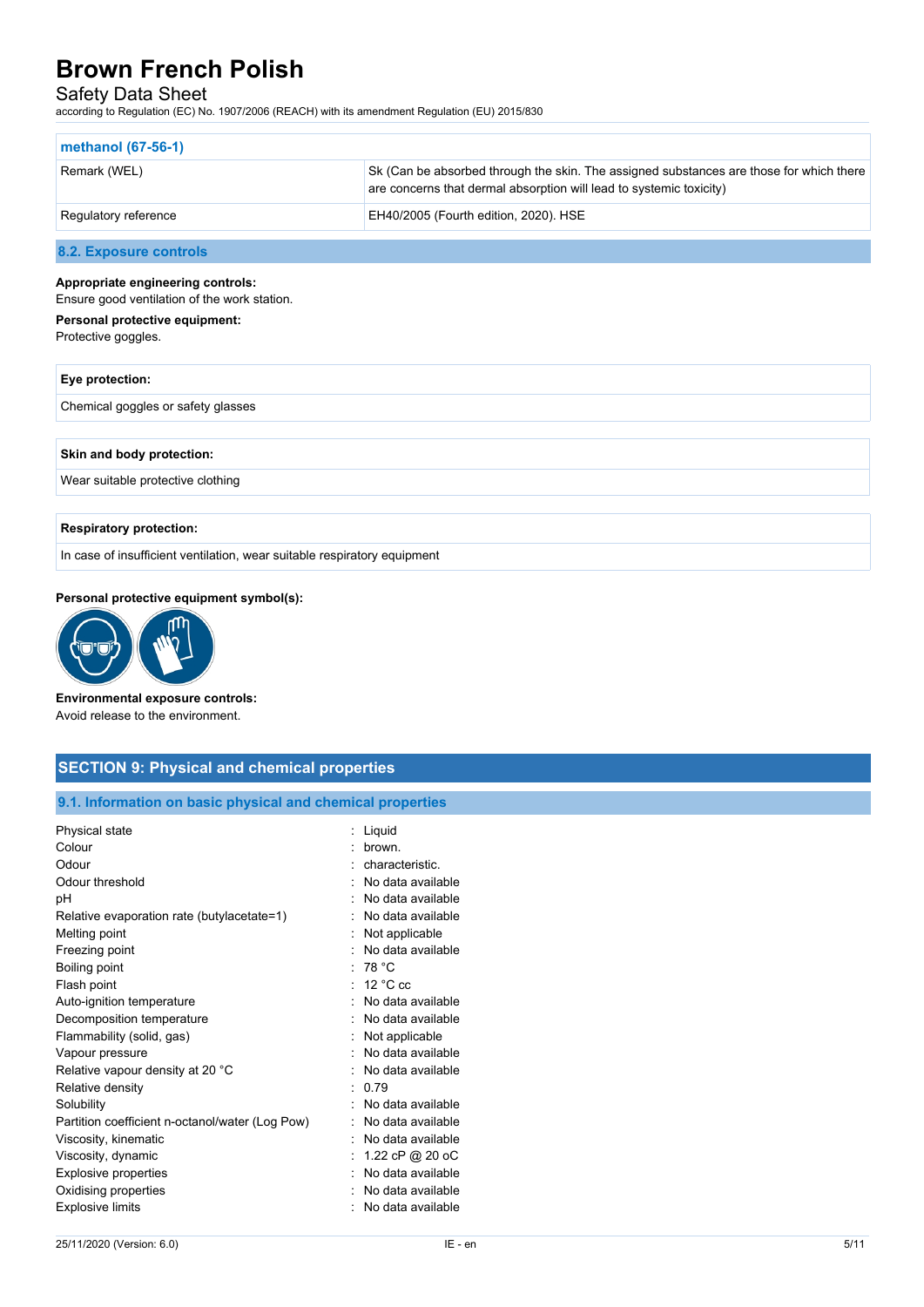| methanol (67-56-1) | |
|---|---|
| Remark (WEL) | Sk (Can be absorbed through the skin. The assigned substances are those for which there are concerns that dermal absorption will lead to systemic toxicity) |
| Regulatory reference | EH40/2005 (Fourth edition, 2020). HSE |

### 8.2. Exposure controls

**Appropriate engineering controls:**
Ensure good ventilation of the work station.

**Personal protective equipment:**
Protective goggles.

| Eye protection: |
|---|
| Chemical goggles or safety glasses |

| Skin and body protection: |
|---|
| Wear suitable protective clothing |

| Respiratory protection: |
|---|
| In case of insufficient ventilation, wear suitable respiratory equipment |

**Personal protective equipment symbol(s):**

**Environmental exposure controls:**
Avoid release to the environment.

## SECTION 9: Physical and chemical properties

### 9.1. Information on basic physical and chemical properties

| | |
|---|---|
| Physical state | : Liquid |
| Colour | : brown. |
| Odour | : characteristic. |
| Odour threshold | : No data available |
| pH | : No data available |
| Relative evaporation rate (butylacetate=1) | : No data available |
| Melting point | : Not applicable |
| Freezing point | : No data available |
| Boiling point | : 78 °C |
| Flash point | : 12 °C cc |
| Auto-ignition temperature | : No data available |
| Decomposition temperature | : No data available |
| Flammability (solid, gas) | : Not applicable |
| Vapour pressure | : No data available |
| Relative vapour density at 20 °C | : No data available |
| Relative density | : 0.79 |
| Solubility | : No data available |
| Partition coefficient n-octanol/water (Log Pow) | : No data available |
| Viscosity, kinematic | : No data available |
| Viscosity, dynamic | : 1.22 cP @ 20 oC |
| Explosive properties | : No data available |
| Oxidising properties | : No data available |
| Explosive limits | : No data available |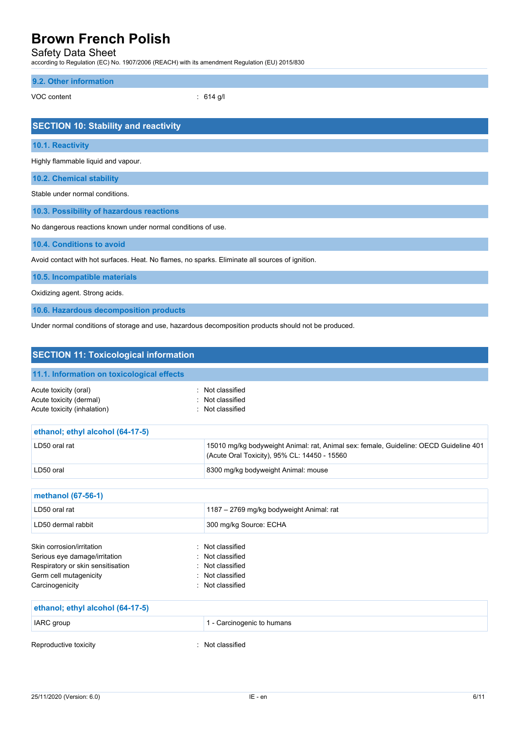### 9.2. Other information

VOC content : 614 g/l

## SECTION 10: Stability and reactivity

### 10.1. Reactivity

Highly flammable liquid and vapour.

### 10.2. Chemical stability

Stable under normal conditions.

### 10.3. Possibility of hazardous reactions

No dangerous reactions known under normal conditions of use.

### 10.4. Conditions to avoid

Avoid contact with hot surfaces. Heat. No flames, no sparks. Eliminate all sources of ignition.

### 10.5. Incompatible materials

Oxidizing agent. Strong acids.

### 10.6. Hazardous decomposition products

Under normal conditions of storage and use, hazardous decomposition products should not be produced.

## SECTION 11: Toxicological information

### 11.1. Information on toxicological effects

Acute toxicity (oral) : Not classified
Acute toxicity (dermal) : Not classified
Acute toxicity (inhalation) : Not classified

| ethanol; ethyl alcohol (64-17-5) | |
|---|---|
| LD50 oral rat | 15010 mg/kg bodyweight Animal: rat, Animal sex: female, Guideline: OECD Guideline 401 (Acute Oral Toxicity), 95% CL: 14450 - 15560 |
| LD50 oral | 8300 mg/kg bodyweight Animal: mouse |

| methanol (67-56-1) | |
|---|---|
| LD50 oral rat | 1187 – 2769 mg/kg bodyweight Animal: rat |
| LD50 dermal rabbit | 300 mg/kg Source: ECHA |

Skin corrosion/irritation : Not classified
Serious eye damage/irritation : Not classified
Respiratory or skin sensitisation : Not classified
Germ cell mutagenicity : Not classified
Carcinogenicity : Not classified

| ethanol; ethyl alcohol (64-17-5) | |
|---|---|
| IARC group | 1 - Carcinogenic to humans |

Reproductive toxicity : Not classified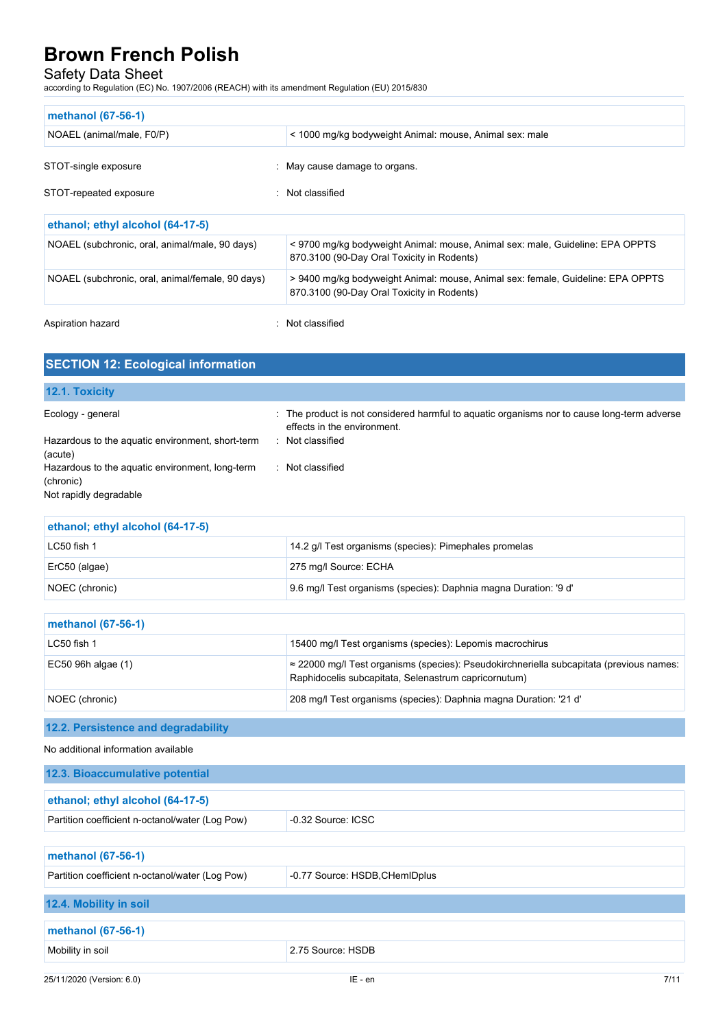| methanol (67-56-1) | |
|---|---|
| NOAEL (animal/male, F0/P) | < 1000 mg/kg bodyweight Animal: mouse, Animal sex: male |

STOT-single exposure : May cause damage to organs.

STOT-repeated exposure : Not classified

| ethanol; ethyl alcohol (64-17-5) | |
|---|---|
| NOAEL (subchronic, oral, animal/male, 90 days) | < 9700 mg/kg bodyweight Animal: mouse, Animal sex: male, Guideline: EPA OPPTS 870.3100 (90-Day Oral Toxicity in Rodents) |
| NOAEL (subchronic, oral, animal/female, 90 days) | > 9400 mg/kg bodyweight Animal: mouse, Animal sex: female, Guideline: EPA OPPTS 870.3100 (90-Day Oral Toxicity in Rodents) |

Aspiration hazard : Not classified

## SECTION 12: Ecological information

### 12.1. Toxicity

Ecology - general : The product is not considered harmful to aquatic organisms nor to cause long-term adverse effects in the environment.

Hazardous to the aquatic environment, short-term (acute) : Not classified

Hazardous to the aquatic environment, long-term (chronic) : Not classified

Not rapidly degradable

| ethanol; ethyl alcohol (64-17-5) | |
|---|---|
| LC50 fish 1 | 14.2 g/l Test organisms (species): Pimephales promelas |
| ErC50 (algae) | 275 mg/l Source: ECHA |
| NOEC (chronic) | 9.6 mg/l Test organisms (species): Daphnia magna Duration: '9 d' |

| methanol (67-56-1) | |
|---|---|
| LC50 fish 1 | 15400 mg/l Test organisms (species): Lepomis macrochirus |
| EC50 96h algae (1) | ≈ 22000 mg/l Test organisms (species): Pseudokirchneriella subcapitata (previous names: Raphidocelis subcapitata, Selenastrum capricornutum) |
| NOEC (chronic) | 208 mg/l Test organisms (species): Daphnia magna Duration: '21 d' |

### 12.2. Persistence and degradability

No additional information available

### 12.3. Bioaccumulative potential

| ethanol; ethyl alcohol (64-17-5) | |
|---|---|
| Partition coefficient n-octanol/water (Log Pow) | -0.32 Source: ICSC |

| methanol (67-56-1) | |
|---|---|
| Partition coefficient n-octanol/water (Log Pow) | -0.77 Source: HSDB,CHemIDplus |

### 12.4. Mobility in soil

| methanol (67-56-1) | |
|---|---|
| Mobility in soil | 2.75 Source: HSDB |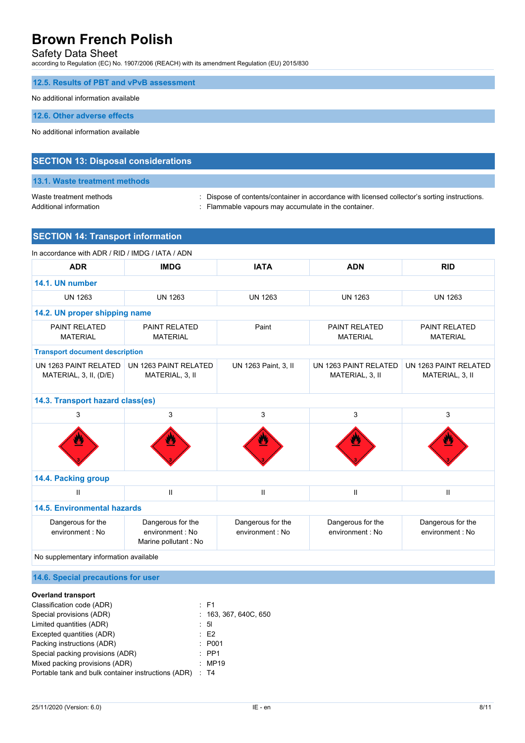### 12.5. Results of PBT and vPvB assessment

No additional information available

### 12.6. Other adverse effects

No additional information available

## SECTION 13: Disposal considerations

### 13.1. Waste treatment methods

Waste treatment methods : Dispose of contents/container in accordance with licensed collector's sorting instructions.
Additional information : Flammable vapours may accumulate in the container.

## SECTION 14: Transport information

In accordance with ADR / RID / IMDG / IATA / ADN

| ADR | IMDG | IATA | ADN | RID |
|---|---|---|---|---|
| **14.1. UN number** | | | | |
| UN 1263 | UN 1263 | UN 1263 | UN 1263 | UN 1263 |
| **14.2. UN proper shipping name** | | | | |
| PAINT RELATED MATERIAL | PAINT RELATED MATERIAL | Paint | PAINT RELATED MATERIAL | PAINT RELATED MATERIAL |
| **Transport document description** | | | | |
| UN 1263 PAINT RELATED MATERIAL, 3, II, (D/E) | UN 1263 PAINT RELATED MATERIAL, 3, II | UN 1263 Paint, 3, II | UN 1263 PAINT RELATED MATERIAL, 3, II | UN 1263 PAINT RELATED MATERIAL, 3, II |
| **14.3. Transport hazard class(es)** | | | | |
| 3 | 3 | 3 | 3 | 3 |
| **14.4. Packing group** | | | | |
| II | II | II | II | II |
| **14.5. Environmental hazards** | | | | |
| Dangerous for the environment : No | Dangerous for the environment : No<br>Marine pollutant : No | Dangerous for the environment : No | Dangerous for the environment : No | Dangerous for the environment : No |
| No supplementary information available | | | | |

### 14.6. Special precautions for user

**Overland transport**

Classification code (ADR) : F1
Special provisions (ADR) : 163, 367, 640C, 650
Limited quantities (ADR) : 5l
Excepted quantities (ADR) : E2
Packing instructions (ADR) : P001
Special packing provisions (ADR) : PP1
Mixed packing provisions (ADR) : MP19
Portable tank and bulk container instructions (ADR) : T4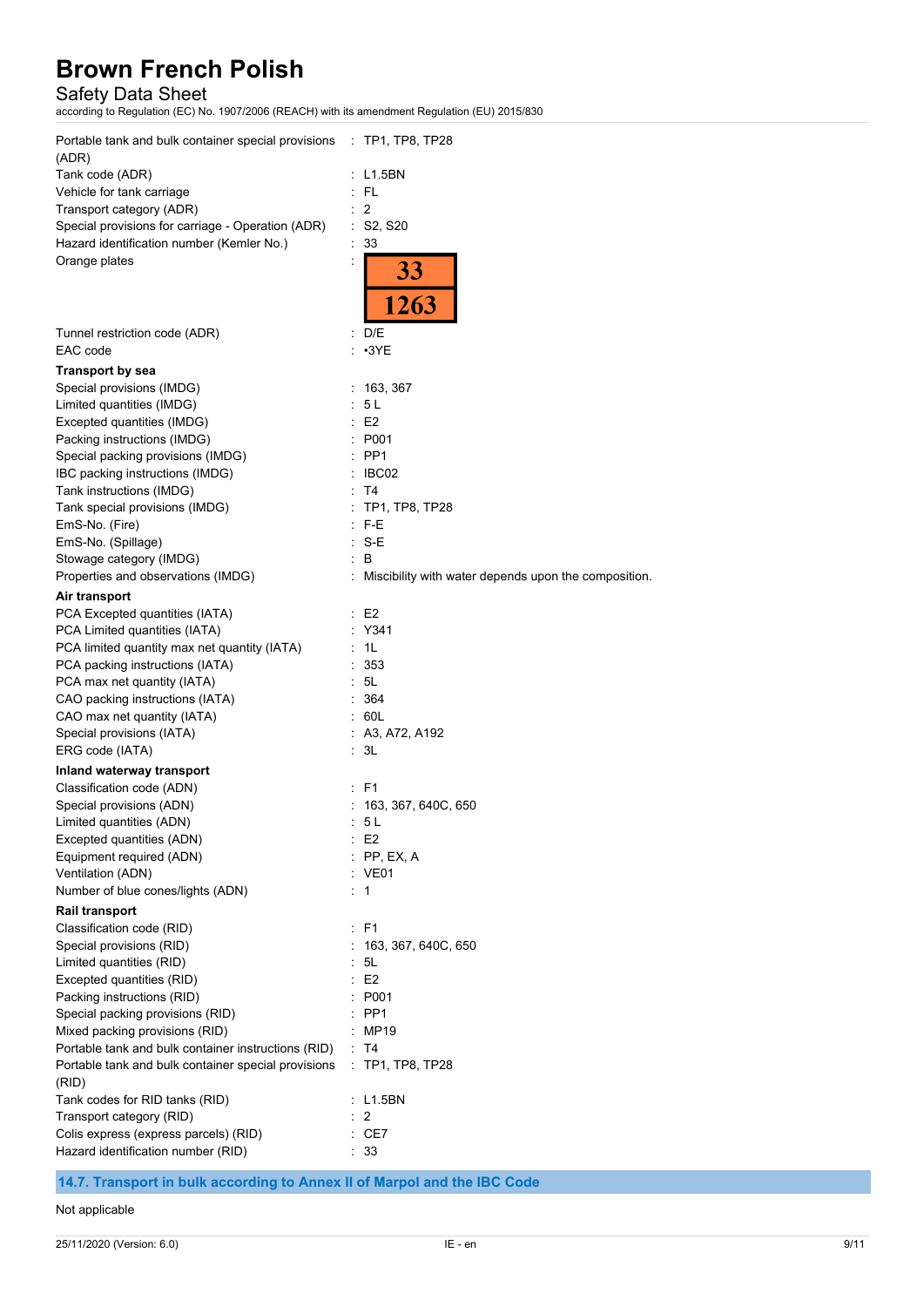| | | |
|---|---|---|
| Portable tank and bulk container special provisions (ADR) | : | TP1, TP8, TP28 |
| Tank code (ADR) | : | L1.5BN |
| Vehicle for tank carriage | : | FL |
| Transport category (ADR) | : | 2 |
| Special provisions for carriage - Operation (ADR) | : | S2, S20 |
| Hazard identification number (Kemler No.) | : | 33 |
| Orange plates | : | 33 / 1263 |
| Tunnel restriction code (ADR) | : | D/E |
| EAC code | : | •3YE |

**Transport by sea**

| | | |
|---|---|---|
| Special provisions (IMDG) | : | 163, 367 |
| Limited quantities (IMDG) | : | 5 L |
| Excepted quantities (IMDG) | : | E2 |
| Packing instructions (IMDG) | : | P001 |
| Special packing provisions (IMDG) | : | PP1 |
| IBC packing instructions (IMDG) | : | IBC02 |
| Tank instructions (IMDG) | : | T4 |
| Tank special provisions (IMDG) | : | TP1, TP8, TP28 |
| EmS-No. (Fire) | : | F-E |
| EmS-No. (Spillage) | : | S-E |
| Stowage category (IMDG) | : | B |
| Properties and observations (IMDG) | : | Miscibility with water depends upon the composition. |

**Air transport**

| | | |
|---|---|---|
| PCA Excepted quantities (IATA) | : | E2 |
| PCA Limited quantities (IATA) | : | Y341 |
| PCA limited quantity max net quantity (IATA) | : | 1L |
| PCA packing instructions (IATA) | : | 353 |
| PCA max net quantity (IATA) | : | 5L |
| CAO packing instructions (IATA) | : | 364 |
| CAO max net quantity (IATA) | : | 60L |
| Special provisions (IATA) | : | A3, A72, A192 |
| ERG code (IATA) | : | 3L |

**Inland waterway transport**

| | | |
|---|---|---|
| Classification code (ADN) | : | F1 |
| Special provisions (ADN) | : | 163, 367, 640C, 650 |
| Limited quantities (ADN) | : | 5 L |
| Excepted quantities (ADN) | : | E2 |
| Equipment required (ADN) | : | PP, EX, A |
| Ventilation (ADN) | : | VE01 |
| Number of blue cones/lights (ADN) | : | 1 |

**Rail transport**

| | | |
|---|---|---|
| Classification code (RID) | : | F1 |
| Special provisions (RID) | : | 163, 367, 640C, 650 |
| Limited quantities (RID) | : | 5L |
| Excepted quantities (RID) | : | E2 |
| Packing instructions (RID) | : | P001 |
| Special packing provisions (RID) | : | PP1 |
| Mixed packing provisions (RID) | : | MP19 |
| Portable tank and bulk container instructions (RID) | : | T4 |
| Portable tank and bulk container special provisions (RID) | : | TP1, TP8, TP28 |
| Tank codes for RID tanks (RID) | : | L1.5BN |
| Transport category (RID) | : | 2 |
| Colis express (express parcels) (RID) | : | CE7 |
| Hazard identification number (RID) | : | 33 |

### 14.7. Transport in bulk according to Annex II of Marpol and the IBC Code

Not applicable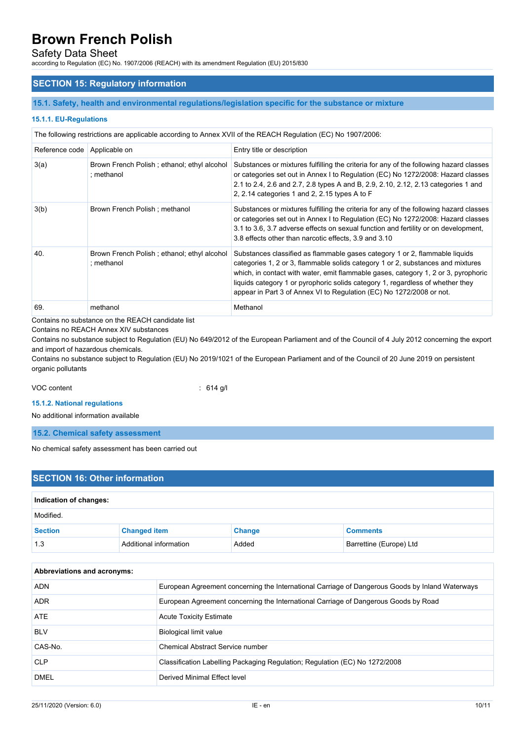## SECTION 15: Regulatory information

### 15.1. Safety, health and environmental regulations/legislation specific for the substance or mixture

#### 15.1.1. EU-Regulations

The following restrictions are applicable according to Annex XVII of the REACH Regulation (EC) No 1907/2006:

| Reference code | Applicable on | Entry title or description |
|---|---|---|
| 3(a) | Brown French Polish ; ethanol; ethyl alcohol ; methanol | Substances or mixtures fulfilling the criteria for any of the following hazard classes or categories set out in Annex I to Regulation (EC) No 1272/2008: Hazard classes 2.1 to 2.4, 2.6 and 2.7, 2.8 types A and B, 2.9, 2.10, 2.12, 2.13 categories 1 and 2, 2.14 categories 1 and 2, 2.15 types A to F |
| 3(b) | Brown French Polish ; methanol | Substances or mixtures fulfilling the criteria for any of the following hazard classes or categories set out in Annex I to Regulation (EC) No 1272/2008: Hazard classes 3.1 to 3.6, 3.7 adverse effects on sexual function and fertility or on development, 3.8 effects other than narcotic effects, 3.9 and 3.10 |
| 40. | Brown French Polish ; ethanol; ethyl alcohol ; methanol | Substances classified as flammable gases category 1 or 2, flammable liquids categories 1, 2 or 3, flammable solids category 1 or 2, substances and mixtures which, in contact with water, emit flammable gases, category 1, 2 or 3, pyrophoric liquids category 1 or pyrophoric solids category 1, regardless of whether they appear in Part 3 of Annex VI to Regulation (EC) No 1272/2008 or not. |
| 69. | methanol | Methanol |

Contains no substance on the REACH candidate list

Contains no REACH Annex XIV substances

Contains no substance subject to Regulation (EU) No 649/2012 of the European Parliament and of the Council of 4 July 2012 concerning the export and import of hazardous chemicals.

Contains no substance subject to Regulation (EU) No 2019/1021 of the European Parliament and of the Council of 20 June 2019 on persistent organic pollutants

VOC content : 614 g/l

#### 15.1.2. National regulations

No additional information available

### 15.2. Chemical safety assessment

No chemical safety assessment has been carried out

## SECTION 16: Other information

**Indication of changes:**

Modified.

| Section | Changed item | Change | Comments |
|---|---|---|---|
| 1.3 | Additional information | Added | Barrettine (Europe) Ltd |

**Abbreviations and acronyms:**

| | |
|---|---|
| ADN | European Agreement concerning the International Carriage of Dangerous Goods by Inland Waterways |
| ADR | European Agreement concerning the International Carriage of Dangerous Goods by Road |
| ATE | Acute Toxicity Estimate |
| BLV | Biological limit value |
| CAS-No. | Chemical Abstract Service number |
| CLP | Classification Labelling Packaging Regulation; Regulation (EC) No 1272/2008 |
| DMEL | Derived Minimal Effect level |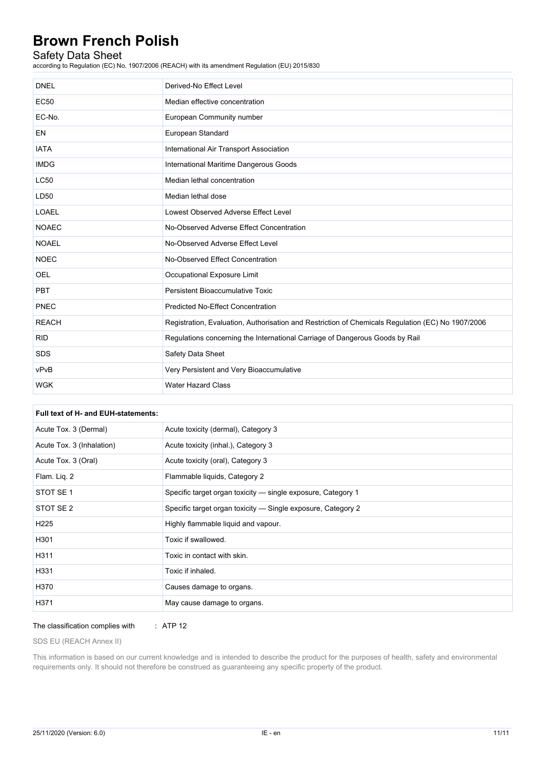| | |
|---|---|
| DNEL | Derived-No Effect Level |
| EC50 | Median effective concentration |
| EC-No. | European Community number |
| EN | European Standard |
| IATA | International Air Transport Association |
| IMDG | International Maritime Dangerous Goods |
| LC50 | Median lethal concentration |
| LD50 | Median lethal dose |
| LOAEL | Lowest Observed Adverse Effect Level |
| NOAEC | No-Observed Adverse Effect Concentration |
| NOAEL | No-Observed Adverse Effect Level |
| NOEC | No-Observed Effect Concentration |
| OEL | Occupational Exposure Limit |
| PBT | Persistent Bioaccumulative Toxic |
| PNEC | Predicted No-Effect Concentration |
| REACH | Registration, Evaluation, Authorisation and Restriction of Chemicals Regulation (EC) No 1907/2006 |
| RID | Regulations concerning the International Carriage of Dangerous Goods by Rail |
| SDS | Safety Data Sheet |
| vPvB | Very Persistent and Very Bioaccumulative |
| WGK | Water Hazard Class |

| **Full text of H- and EUH-statements:** | |
|---|---|
| Acute Tox. 3 (Dermal) | Acute toxicity (dermal), Category 3 |
| Acute Tox. 3 (Inhalation) | Acute toxicity (inhal.), Category 3 |
| Acute Tox. 3 (Oral) | Acute toxicity (oral), Category 3 |
| Flam. Liq. 2 | Flammable liquids, Category 2 |
| STOT SE 1 | Specific target organ toxicity — single exposure, Category 1 |
| STOT SE 2 | Specific target organ toxicity — Single exposure, Category 2 |
| H225 | Highly flammable liquid and vapour. |
| H301 | Toxic if swallowed. |
| H311 | Toxic in contact with skin. |
| H331 | Toxic if inhaled. |
| H370 | Causes damage to organs. |
| H371 | May cause damage to organs. |

The classification complies with : ATP 12

SDS EU (REACH Annex II)

This information is based on our current knowledge and is intended to describe the product for the purposes of health, safety and environmental requirements only. It should not therefore be construed as guaranteeing any specific property of the product.